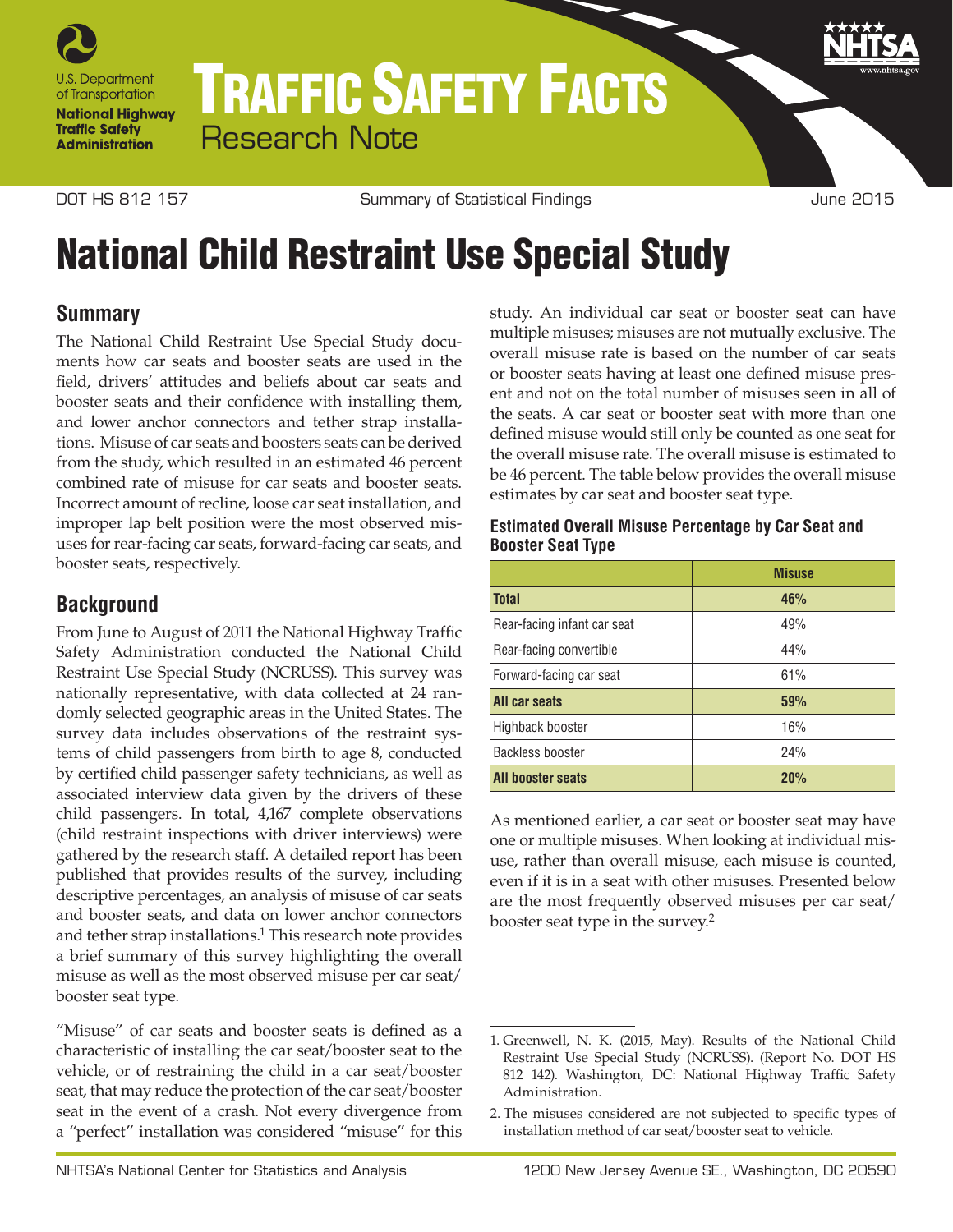# TRAFFIC SAFETY FACTS

Research Note

DOT HS 812 157 | Summary of Statistical Findings | June 2015

# National Child Restraint Use Special Study

## Summary

The National Child Restraint Use Special Study documents how car seats and booster seats are used in the field, drivers' attitudes and beliefs about car seats and booster seats and their confidence with installing them, and lower anchor connectors and tether strap installations. Misuse of car seats and boosters seats can be derived from the study, which resulted in an estimated 46 percent combined rate of misuse for car seats and booster seats. Incorrect amount of recline, loose car seat installation, and improper lap belt position were the most observed misuses for rear-facing car seats, forward-facing car seats, and booster seats, respectively.

## Background

From June to August of 2011 the National Highway Traffic Safety Administration conducted the National Child Restraint Use Special Study (NCRUSS). This survey was nationally representative, with data collected at 24 randomly selected geographic areas in the United States. The survey data includes observations of the restraint systems of child passengers from birth to age 8, conducted by certified child passenger safety technicians, as well as associated interview data given by the drivers of these child passengers. In total, 4,167 complete observations (child restraint inspections with driver interviews) were gathered by the research staff. A detailed report has been published that provides results of the survey, including descriptive percentages, an analysis of misuse of car seats and booster seats, and data on lower anchor connectors and tether strap installations.[1] This research note provides a brief summary of this survey highlighting the overall misuse as well as the most observed misuse per car seat/booster seat type.

"Misuse" of car seats and booster seats is defined as a characteristic of installing the car seat/booster seat to the vehicle, or of restraining the child in a car seat/booster seat, that may reduce the protection of the car seat/booster seat in the event of a crash. Not every divergence from a "perfect" installation was considered "misuse" for this study. An individual car seat or booster seat can have multiple misuses; misuses are not mutually exclusive. The overall misuse rate is based on the number of car seats or booster seats having at least one defined misuse present and not on the total number of misuses seen in all of the seats. A car seat or booster seat with more than one defined misuse would still only be counted as one seat for the overall misuse rate. The overall misuse is estimated to be 46 percent. The table below provides the overall misuse estimates by car seat and booster seat type.

**Estimated Overall Misuse Percentage by Car Seat and Booster Seat Type**

| | Misuse |
|---|---|
| **Total** | **46%** |
| Rear-facing infant car seat | 49% |
| Rear-facing convertible | 44% |
| Forward-facing car seat | 61% |
| **All car seats** | **59%** |
| Highback booster | 16% |
| Backless booster | 24% |
| **All booster seats** | **20%** |

As mentioned earlier, a car seat or booster seat may have one or multiple misuses. When looking at individual misuse, rather than overall misuse, each misuse is counted, even if it is in a seat with other misuses. Presented below are the most frequently observed misuses per car seat/booster seat type in the survey.[2]

---

1. Greenwell, N. K. (2015, May). Results of the National Child Restraint Use Special Study (NCRUSS). (Report No. DOT HS 812 142). Washington, DC: National Highway Traffic Safety Administration.

2. The misuses considered are not subjected to specific types of installation method of car seat/booster seat to vehicle.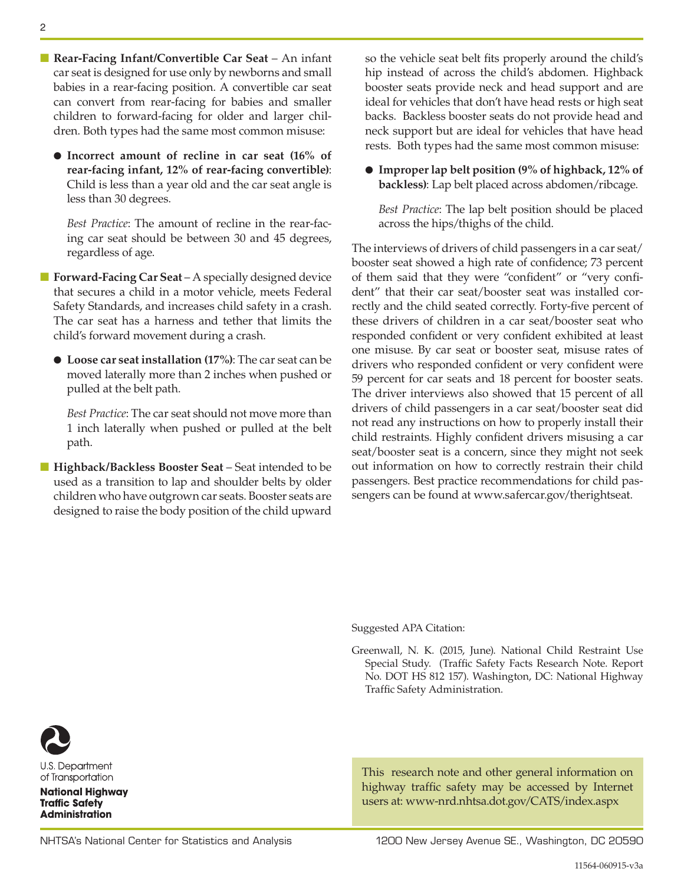- **Rear-Facing Infant/Convertible Car Seat** – An infant car seat is designed for use only by newborns and small babies in a rear-facing position. A convertible car seat can convert from rear-facing for babies and smaller children to forward-facing for older and larger children. Both types had the same most common misuse:

  - **Incorrect amount of recline in car seat (16% of rear-facing infant, 12% of rear-facing convertible)**: Child is less than a year old and the car seat angle is less than 30 degrees.

    *Best Practice*: The amount of recline in the rear-facing car seat should be between 30 and 45 degrees, regardless of age.

- **Forward-Facing Car Seat** – A specially designed device that secures a child in a motor vehicle, meets Federal Safety Standards, and increases child safety in a crash. The car seat has a harness and tether that limits the child's forward movement during a crash.

  - **Loose car seat installation (17%)**: The car seat can be moved laterally more than 2 inches when pushed or pulled at the belt path.

    *Best Practice*: The car seat should not move more than 1 inch laterally when pushed or pulled at the belt path.

- **Highback/Backless Booster Seat** – Seat intended to be used as a transition to lap and shoulder belts by older children who have outgrown car seats. Booster seats are designed to raise the body position of the child upward so the vehicle seat belt fits properly around the child's hip instead of across the child's abdomen. Highback booster seats provide neck and head support and are ideal for vehicles that don't have head rests or high seat backs. Backless booster seats do not provide head and neck support but are ideal for vehicles that have head rests. Both types had the same most common misuse:

  - **Improper lap belt position (9% of highback, 12% of backless)**: Lap belt placed across abdomen/ribcage.

    *Best Practice*: The lap belt position should be placed across the hips/thighs of the child.

The interviews of drivers of child passengers in a car seat/booster seat showed a high rate of confidence; 73 percent of them said that they were "confident" or "very confident" that their car seat/booster seat was installed correctly and the child seated correctly. Forty-five percent of these drivers of children in a car seat/booster seat who responded confident or very confident exhibited at least one misuse. By car seat or booster seat, misuse rates of drivers who responded confident or very confident were 59 percent for car seats and 18 percent for booster seats. The driver interviews also showed that 15 percent of all drivers of child passengers in a car seat/booster seat did not read any instructions on how to properly install their child restraints. Highly confident drivers misusing a car seat/booster seat is a concern, since they might not seek out information on how to correctly restrain their child passengers. Best practice recommendations for child passengers can be found at www.safercar.gov/therightseat.

Suggested APA Citation:

Greenwall, N. K. (2015, June). National Child Restraint Use Special Study. (Traffic Safety Facts Research Note. Report No. DOT HS 812 157). Washington, DC: National Highway Traffic Safety Administration.

U.S. Department of Transportation

**National Highway Traffic Safety Administration**

This research note and other general information on highway traffic safety may be accessed by Internet users at: www-nrd.nhtsa.dot.gov/CATS/index.aspx

NHTSA's National Center for Statistics and Analysis

1200 New Jersey Avenue SE., Washington, DC 20590

11564-060915-v3a